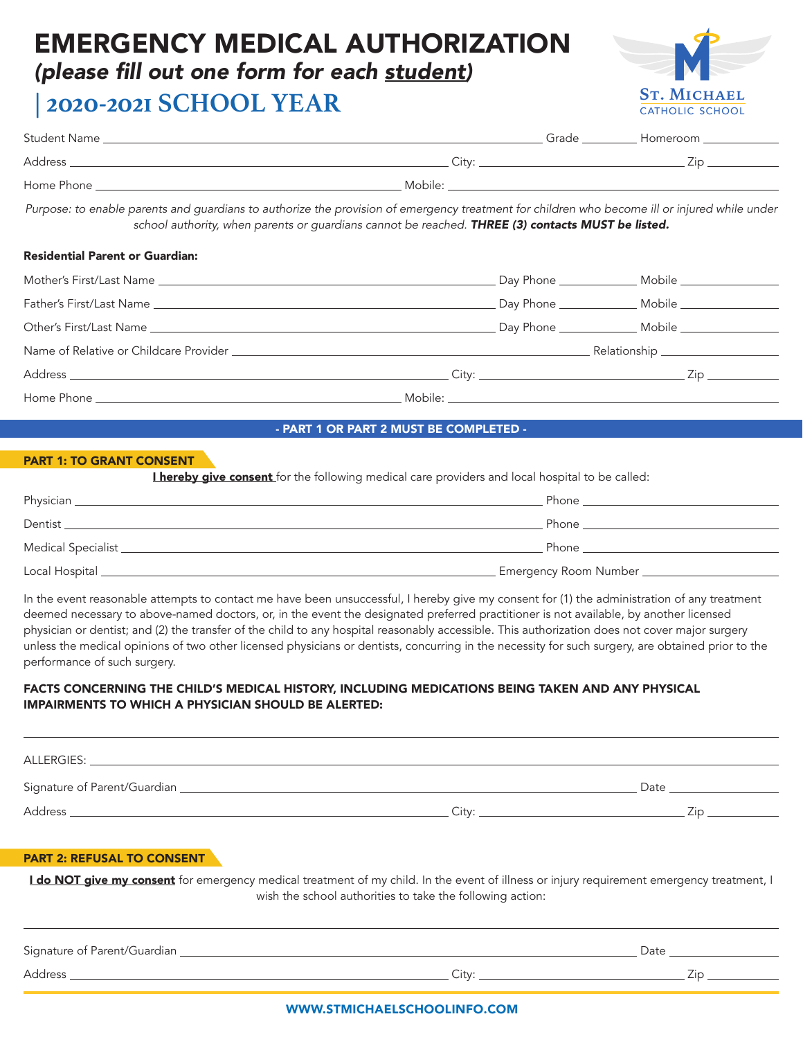# EMERGENCY MEDICAL AUTHORIZATION

*(please fill out one form for each student)*

## | 2020-2021 SCHOOL YEAR

ST. MICHAEL CATHOLIC SCHOOL

Student Name ______________________ Grade ________ Homeroom ________

Address ______________________ City: ______________________ Zip ________

Home Phone ______________________ Mobile: ______________________

*Purpose: to enable parents and guardians to authorize the provision of emergency treatment for children who become ill or injured while under school authority, when parents or guardians cannot be reached.* ***THREE (3) contacts MUST be listed.***

**Residential Parent or Guardian:**

Mother's First/Last Name ______________________ Day Phone ________ Mobile ________

Father's First/Last Name ______________________ Day Phone ________ Mobile ________

Other's First/Last Name ______________________ Day Phone ________ Mobile ________

Name of Relative or Childcare Provider ______________________ Relationship ________

Address ______________________ City: ______________________ Zip ________

Home Phone ______________________ Mobile: ______________________

**- PART 1 OR PART 2 MUST BE COMPLETED -**

### PART 1: TO GRANT CONSENT

**I hereby give consent** for the following medical care providers and local hospital to be called:

Physician ______________________ Phone ______________________

Dentist ______________________ Phone ______________________

Medical Specialist ______________________ Phone ______________________

Local Hospital ______________________ Emergency Room Number ______________________

In the event reasonable attempts to contact me have been unsuccessful, I hereby give my consent for (1) the administration of any treatment deemed necessary to above-named doctors, or, in the event the designated preferred practitioner is not available, by another licensed physician or dentist; and (2) the transfer of the child to any hospital reasonably accessible. This authorization does not cover major surgery unless the medical opinions of two other licensed physicians or dentists, concurring in the necessity for such surgery, are obtained prior to the performance of such surgery.

**FACTS CONCERNING THE CHILD'S MEDICAL HISTORY, INCLUDING MEDICATIONS BEING TAKEN AND ANY PHYSICAL IMPAIRMENTS TO WHICH A PHYSICIAN SHOULD BE ALERTED:**

______________________________________________

ALLERGIES: ______________________________________________

Signature of Parent/Guardian ______________________ Date ________

Address ______________________ City: ______________________ Zip ________

### PART 2: REFUSAL TO CONSENT

**I do NOT give my consent** for emergency medical treatment of my child. In the event of illness or injury requirement emergency treatment, I wish the school authorities to take the following action:

______________________________________________

Signature of Parent/Guardian ______________________ Date ________

Address ______________________ City: ______________________ Zip ________

WWW.STMICHAELSCHOOLINFO.COM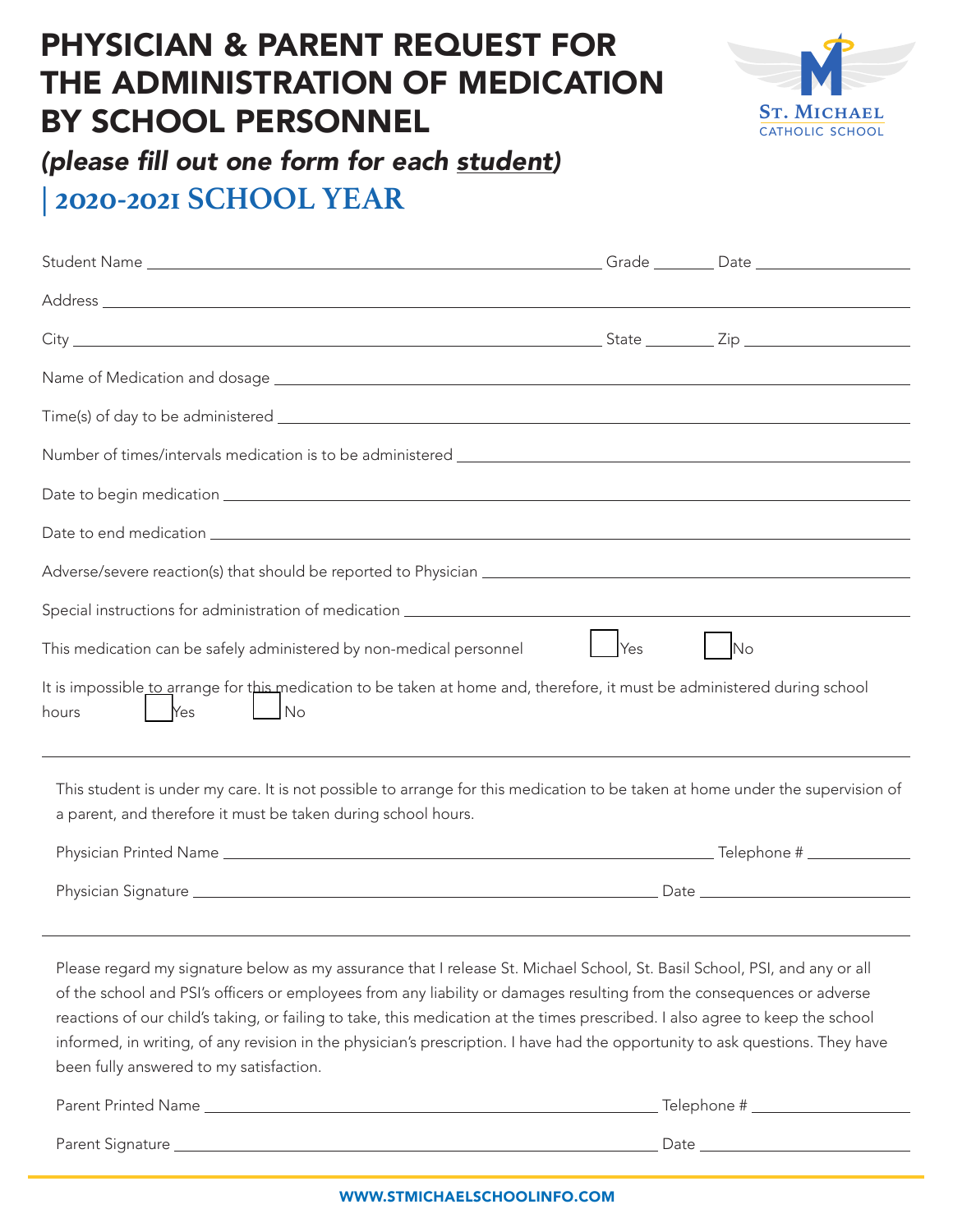# PHYSICIAN & PARENT REQUEST FOR THE ADMINISTRATION OF MEDICATION BY SCHOOL PERSONNEL

*(please fill out one form for each student)*

## | 2020-2021 SCHOOL YEAR

St. Michael
Catholic School

Student Name ______________________ Grade ________ Date ______________

Address ____________________________________________

City ______________________ State ________ Zip ______________

Name of Medication and dosage ____________________________________________

Time(s) of day to be administered ____________________________________________

Number of times/intervals medication is to be administered ______________________

Date to begin medication ____________________________________________

Date to end medication ____________________________________________

Adverse/severe reaction(s) that should be reported to Physician ______________________

Special instructions for administration of medication ______________________

This medication can be safely administered by non-medical personnel ☐ Yes ☐ No

It is impossible to arrange for this medication to be taken at home and, therefore, it must be administered during school hours ☐ Yes ☐ No

---

This student is under my care. It is not possible to arrange for this medication to be taken at home under the supervision of a parent, and therefore it must be taken during school hours.

Physician Printed Name ______________________ Telephone # ______________

Physician Signature ______________________ Date ______________

---

Please regard my signature below as my assurance that I release St. Michael School, St. Basil School, PSI, and any or all of the school and PSI's officers or employees from any liability or damages resulting from the consequences or adverse reactions of our child's taking, or failing to take, this medication at the times prescribed. I also agree to keep the school informed, in writing, of any revision in the physician's prescription. I have had the opportunity to ask questions. They have been fully answered to my satisfaction.

Parent Printed Name ______________________ Telephone # ______________

Parent Signature ______________________ Date ______________

WWW.STMICHAELSCHOOLINFO.COM